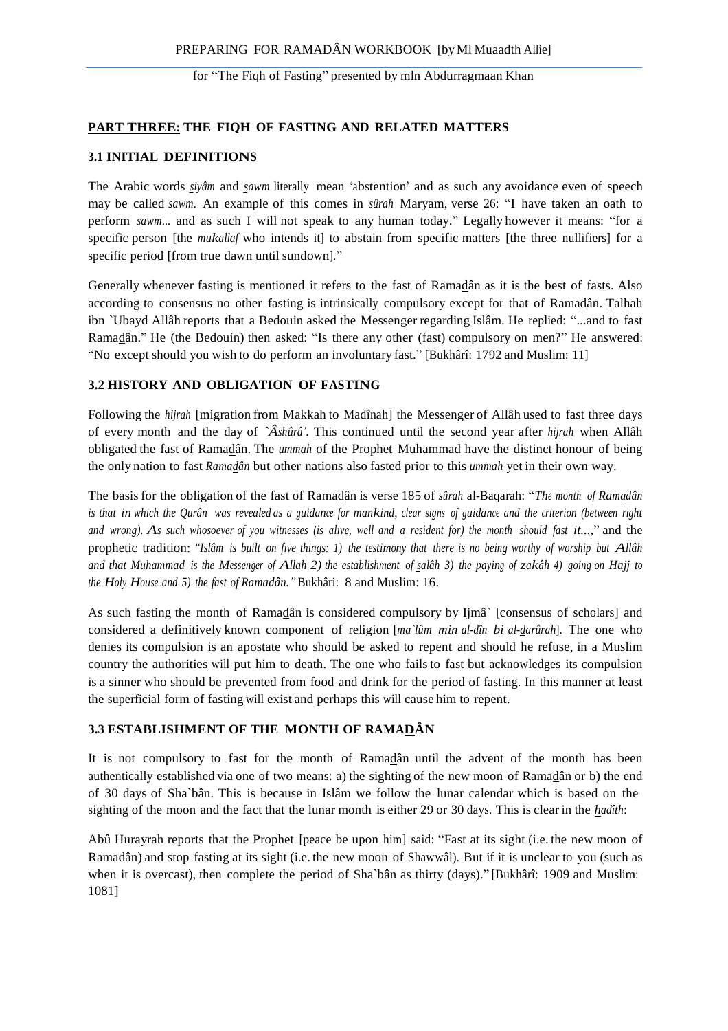## PART THREE: THE FIQH OF FASTING AND RELATED MATTERS

### 3.1 INITIAL DEFINITIONS

The Arabic words *siyâm* and *sawm* literally mean 'abstention' and as such any avoidance even of speech may be called *sawm*. An example of this comes in *sûrah* Maryam, verse 26: "I have taken an oath to perform *sawm*... and as such I will not speak to any human today." Legally however it means: "for a specific person [the *mukallaf* who intends it] to abstain from specific matters [the three nullifiers] for a specific period [from true dawn until sundown]."

Generally whenever fasting is mentioned it refers to the fast of Ramadân as it is the best of fasts. Also according to consensus no other fasting is intrinsically compulsory except for that of Ramadân. Talhah ibn `Ubayd Allâh reports that a Bedouin asked the Messenger regarding Islâm. He replied: "...and to fast Ramadân." He (the Bedouin) then asked: "Is there any other (fast) compulsory on men?" He answered: "No except should you wish to do perform an involuntary fast." [Bukhârî: 1792 and Muslim: 11]

### 3.2 HISTORY AND OBLIGATION OF FASTING

Following the *hijrah* [migration from Makkah to Madînah] the Messenger of Allâh used to fast three days of every month and the day of *`Âshûrâ'*. This continued until the second year after *hijrah* when Allâh obligated the fast of Ramadân. The *ummah* of the Prophet Muhammad have the distinct honour of being the only nation to fast *Ramadân* but other nations also fasted prior to this *ummah* yet in their own way.

The basis for the obligation of the fast of Ramadân is verse 185 of *sûrah* al-Baqarah: "*The month of Ramadân is that in which the Qurân was revealed as a guidance for mankind, clear signs of guidance and the criterion (between right and wrong). As such whosoever of you witnesses (is alive, well and a resident for) the month should fast it...,*" and the prophetic tradition: *"Islâm is built on five things: 1) the testimony that there is no being worthy of worship but Allâh and that Muhammad is the Messenger of Allah 2) the establishment of salâh 3) the paying of zakâh 4) going on Hajj to the Holy House and 5) the fast of Ramadân."* Bukhâri: 8 and Muslim: 16.

As such fasting the month of Ramadân is considered compulsory by Ijmâ` [consensus of scholars] and considered a definitively known component of religion [*ma`lûm min al-dîn bi al-darûrah*]. The one who denies its compulsion is an apostate who should be asked to repent and should he refuse, in a Muslim country the authorities will put him to death. The one who fails to fast but acknowledges its compulsion is a sinner who should be prevented from food and drink for the period of fasting. In this manner at least the superficial form of fasting will exist and perhaps this will cause him to repent.

### 3.3 ESTABLISHMENT OF THE MONTH OF RAMADÂN

It is not compulsory to fast for the month of Ramadân until the advent of the month has been authentically established via one of two means: a) the sighting of the new moon of Ramadân or b) the end of 30 days of Sha`bân. This is because in Islâm we follow the lunar calendar which is based on the sighting of the moon and the fact that the lunar month is either 29 or 30 days. This is clear in the *hadîth*:

Abû Hurayrah reports that the Prophet [peace be upon him] said: "Fast at its sight (i.e. the new moon of Ramadân) and stop fasting at its sight (i.e. the new moon of Shawwâl). But if it is unclear to you (such as when it is overcast), then complete the period of Sha`bân as thirty (days)." [Bukhârî: 1909 and Muslim: 1081]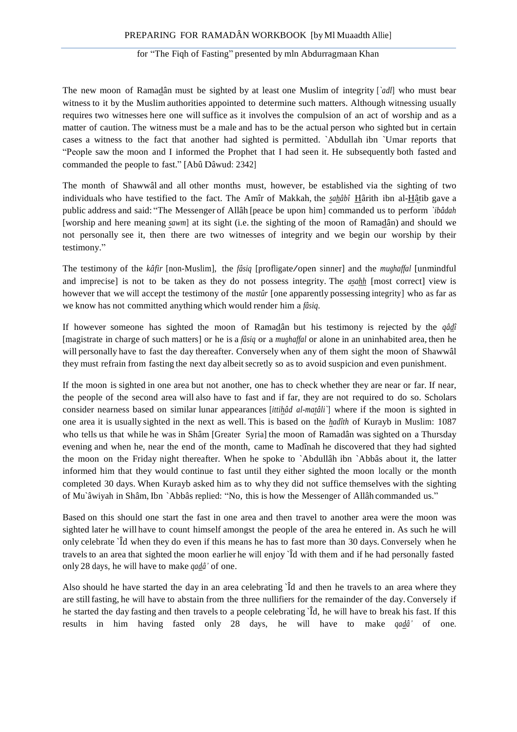The new moon of Ramadân must be sighted by at least one Muslim of integrity [*`adl*] who must bear witness to it by the Muslim authorities appointed to determine such matters. Although witnessing usually requires two witnesses here one will suffice as it involves the compulsion of an act of worship and as a matter of caution. The witness must be a male and has to be the actual person who sighted but in certain cases a witness to the fact that another had sighted is permitted. `Abdullah ibn `Umar reports that "People saw the moon and I informed the Prophet that I had seen it. He subsequently both fasted and commanded the people to fast." [Abû Dâwud: 2342]

The month of Shawwâl and all other months must, however, be established via the sighting of two individuals who have testified to the fact. The Amîr of Makkah, the *sahâbî* Hârith ibn al-Hâtib gave a public address and said: "The Messenger of Allâh [peace be upon him] commanded us to perform *`ibâdah* [worship and here meaning *sawm*] at its sight (i.e. the sighting of the moon of Ramadân) and should we not personally see it, then there are two witnesses of integrity and we begin our worship by their testimony."

The testimony of the *kâfir* [non-Muslim], the *fâsiq* [profligate/open sinner] and the *mughaffal* [unmindful and imprecise] is not to be taken as they do not possess integrity. The *asahh* [most correct] view is however that we will accept the testimony of the *mastûr* [one apparently possessing integrity] who as far as we know has not committed anything which would render him a *fâsiq*.

If however someone has sighted the moon of Ramadân but his testimony is rejected by the *qâdî* [magistrate in charge of such matters] or he is a *fâsiq* or a *mughaffal* or alone in an uninhabited area, then he will personally have to fast the day thereafter. Conversely when any of them sight the moon of Shawwâl they must refrain from fasting the next day albeit secretly so as to avoid suspicion and even punishment.

If the moon is sighted in one area but not another, one has to check whether they are near or far. If near, the people of the second area will also have to fast and if far, they are not required to do so. Scholars consider nearness based on similar lunar appearances [*ittihâd al-matâli`*] where if the moon is sighted in one area it is usually sighted in the next as well. This is based on the *hadîth* of Kurayb in Muslim: 1087 who tells us that while he was in Shâm [Greater Syria] the moon of Ramadân was sighted on a Thursday evening and when he, near the end of the month, came to Madînah he discovered that they had sighted the moon on the Friday night thereafter. When he spoke to `Abdullâh ibn `Abbâs about it, the latter informed him that they would continue to fast until they either sighted the moon locally or the month completed 30 days. When Kurayb asked him as to why they did not suffice themselves with the sighting of Mu`âwiyah in Shâm, Ibn `Abbâs replied: "No, this is how the Messenger of Allâh commanded us."

Based on this should one start the fast in one area and then travel to another area were the moon was sighted later he will have to count himself amongst the people of the area he entered in. As such he will only celebrate `Îd when they do even if this means he has to fast more than 30 days. Conversely when he travels to an area that sighted the moon earlier he will enjoy `Îd with them and if he had personally fasted only 28 days, he will have to make *qadâ'* of one.

Also should he have started the day in an area celebrating `Îd and then he travels to an area where they are still fasting, he will have to abstain from the three nullifiers for the remainder of the day. Conversely if he started the day fasting and then travels to a people celebrating `Îd, he will have to break his fast. If this results in him having fasted only 28 days, he will have to make *qadâ'* of one.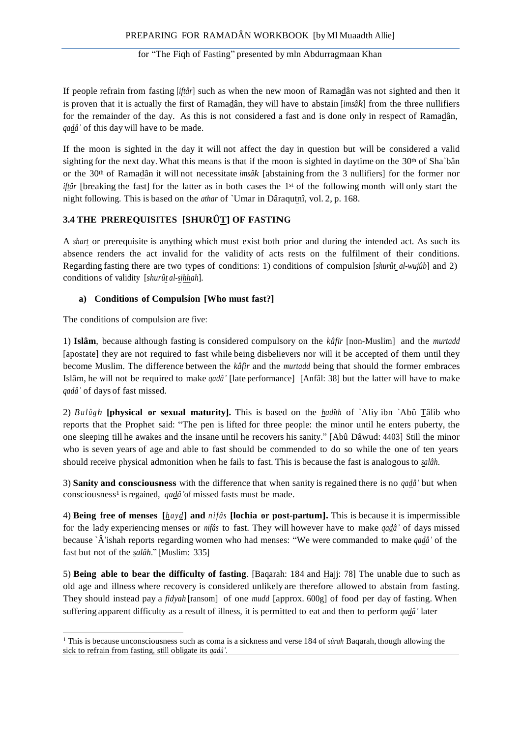If people refrain from fasting [*iftâr*] such as when the new moon of Ramadân was not sighted and then it is proven that it is actually the first of Ramadân, they will have to abstain [*imsâk*] from the three nullifiers for the remainder of the day. As this is not considered a fast and is done only in respect of Ramadân, *qadâ'* of this day will have to be made.

If the moon is sighted in the day it will not affect the day in question but will be considered a valid sighting for the next day. What this means is that if the moon is sighted in daytime on the 30th of Sha`bân or the 30th of Ramadân it will not necessitate *imsâk* [abstaining from the 3 nullifiers] for the former nor *iftâr* [breaking the fast] for the latter as in both cases the 1st of the following month will only start the night following. This is based on the *athar* of `Umar in Dâraqutnî, vol. 2, p. 168.

### 3.4 THE PREREQUISITES [SHURÛT] OF FASTING

A *shart* or prerequisite is anything which must exist both prior and during the intended act. As such its absence renders the act invalid for the validity of acts rests on the fulfilment of their conditions. Regarding fasting there are two types of conditions: 1) conditions of compulsion [*shurût al-wujûb*] and 2) conditions of validity [*shurût al-sihhah*].

#### a) Conditions of Compulsion [Who must fast?]

The conditions of compulsion are five:

1) **Islâm**, because although fasting is considered compulsory on the *kâfir* [non-Muslim] and the *murtadd* [apostate] they are not required to fast while being disbelievers nor will it be accepted of them until they become Muslim. The difference between the *kâfir* and the *murtadd* being that should the former embraces Islâm, he will not be required to make *qadâ'* [late performance] [Anfâl: 38] but the latter will have to make *qadâ'* of days of fast missed.

2) *Bulûgh* **[physical or sexual maturity].** This is based on the *hadîth* of `Aliy ibn `Abû Tâlib who reports that the Prophet said: "The pen is lifted for three people: the minor until he enters puberty, the one sleeping till he awakes and the insane until he recovers his sanity." [Abû Dâwud: 4403] Still the minor who is seven years of age and able to fast should be commended to do so while the one of ten years should receive physical admonition when he fails to fast. This is because the fast is analogous to *salâh*.

3) **Sanity and consciousness** with the difference that when sanity is regained there is no *qadâ'* but when consciousness[1] is regained, *qadâ'* of missed fasts must be made.

4) **Being free of menses [*hayd*] and *nifâs* [lochia or post-partum].** This is because it is impermissible for the lady experiencing menses or *nifâs* to fast. They will however have to make *qadâ'* of days missed because `Â'ishah reports regarding women who had menses: "We were commanded to make *qadâ'* of the fast but not of the *salâh*." [Muslim: 335]

5) **Being able to bear the difficulty of fasting**. [Baqarah: 184 and Hajj: 78] The unable due to such as old age and illness where recovery is considered unlikely are therefore allowed to abstain from fasting. They should instead pay a *fidyah* [ransom] of one *mudd* [approx. 600g] of food per day of fasting. When suffering apparent difficulty as a result of illness, it is permitted to eat and then to perform *qadâ'* later

---

[1] This is because unconsciousness such as coma is a sickness and verse 184 of *sûrah* Baqarah, though allowing the sick to refrain from fasting, still obligate its *qadâ'*.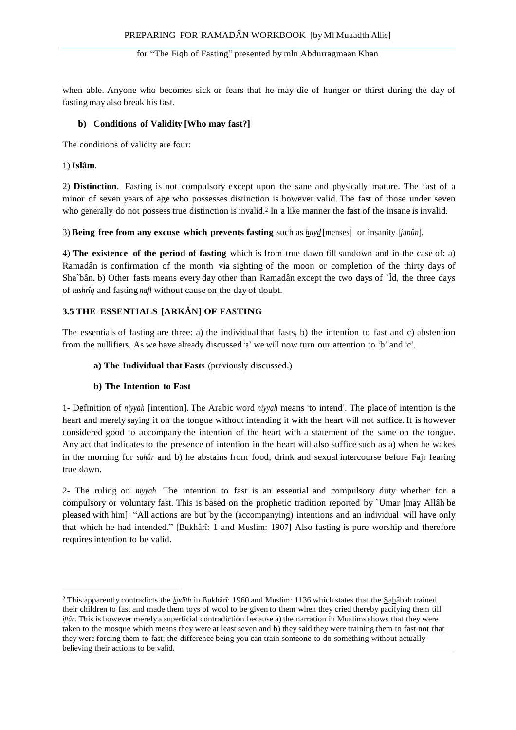when able. Anyone who becomes sick or fears that he may die of hunger or thirst during the day of fasting may also break his fast.

**b) Conditions of Validity [Who may fast?]**

The conditions of validity are four:

1) **Islâm**.

2) **Distinction**. Fasting is not compulsory except upon the sane and physically mature. The fast of a minor of seven years of age who possesses distinction is however valid. The fast of those under seven who generally do not possess true distinction is invalid.[2] In a like manner the fast of the insane is invalid.

3) **Being free from any excuse which prevents fasting** such as *hayd* [menses] or insanity [*junûn*].

4) **The existence of the period of fasting** which is from true dawn till sundown and in the case of: a) Ramadân is confirmation of the month via sighting of the moon or completion of the thirty days of Sha`bân. b) Other fasts means every day other than Ramadân except the two days of `Îd, the three days of *tashrîq* and fasting *nafl* without cause on the day of doubt.

## 3.5 THE ESSENTIALS [ARKÂN] OF FASTING

The essentials of fasting are three: a) the individual that fasts, b) the intention to fast and c) abstention from the nullifiers. As we have already discussed 'a' we will now turn our attention to 'b' and 'c'.

**a) The Individual that Fasts** (previously discussed.)

**b) The Intention to Fast**

1- Definition of *niyyah* [intention]. The Arabic word *niyyah* means 'to intend'. The place of intention is the heart and merely saying it on the tongue without intending it with the heart will not suffice. It is however considered good to accompany the intention of the heart with a statement of the same on the tongue. Any act that indicates to the presence of intention in the heart will also suffice such as a) when he wakes in the morning for *sahûr* and b) he abstains from food, drink and sexual intercourse before Fajr fearing true dawn.

2- The ruling on *niyyah.* The intention to fast is an essential and compulsory duty whether for a compulsory or voluntary fast. This is based on the prophetic tradition reported by `Umar [may Allâh be pleased with him]: "All actions are but by the (accompanying) intentions and an individual will have only that which he had intended." [Bukhârî: 1 and Muslim: 1907] Also fasting is pure worship and therefore requires intention to be valid.

---

[2] This apparently contradicts the *hadîth* in Bukhârî: 1960 and Muslim: 1136 which states that the Sahâbah trained their children to fast and made them toys of wool to be given to them when they cried thereby pacifying them till *iftâr*. This is however merely a superficial contradiction because a) the narration in Muslims shows that they were taken to the mosque which means they were at least seven and b) they said they were training them to fast not that they were forcing them to fast; the difference being you can train someone to do something without actually believing their actions to be valid.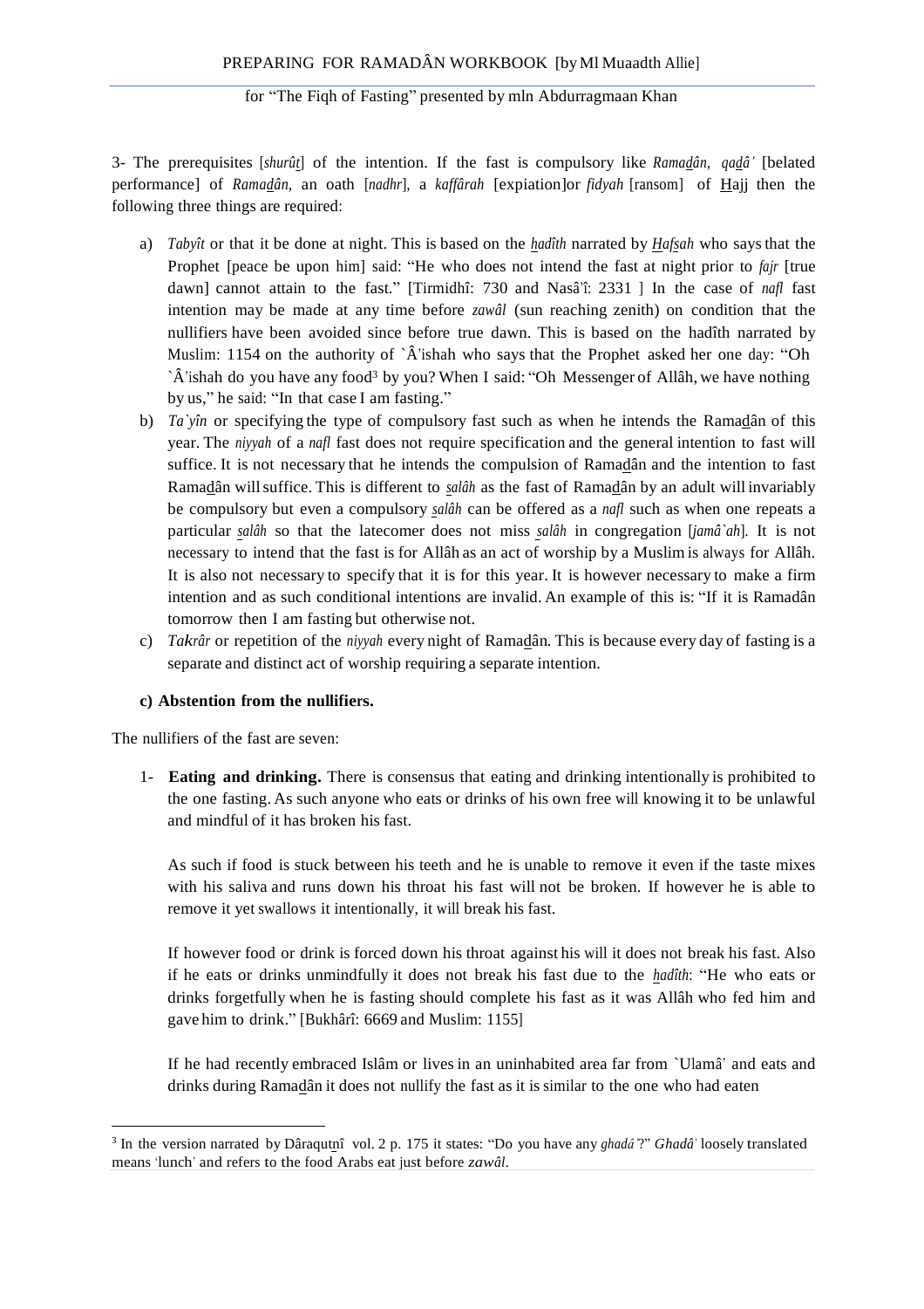3- The prerequisites [*shurût*] of the intention. If the fast is compulsory like *Ramadân*, *qadâ'* [belated performance] of *Ramadân*, an oath [*nadhr*], a *kaffârah* [expiation]or *fidyah* [ransom] of Hajj then the following three things are required:

a) *Tabyît* or that it be done at night. This is based on the *hadîth* narrated by *Hafsah* who says that the Prophet [peace be upon him] said: "He who does not intend the fast at night prior to *fajr* [true dawn] cannot attain to the fast." [Tirmidhî: 730 and Nasâ'î: 2331 ] In the case of *nafl* fast intention may be made at any time before *zawâl* (sun reaching zenith) on condition that the nullifiers have been avoided since before true dawn. This is based on the hadîth narrated by Muslim: 1154 on the authority of `Â'ishah who says that the Prophet asked her one day: "Oh `Â'ishah do you have any food[3] by you? When I said: "Oh Messenger of Allâh, we have nothing by us," he said: "In that case I am fasting."
b) *Ta`yîn* or specifying the type of compulsory fast such as when he intends the Ramadân of this year. The *niyyah* of a *nafl* fast does not require specification and the general intention to fast will suffice. It is not necessary that he intends the compulsion of Ramadân and the intention to fast Ramadân will suffice. This is different to *salâh* as the fast of Ramadân by an adult will invariably be compulsory but even a compulsory *salâh* can be offered as a *nafl* such as when one repeats a particular *salâh* so that the latecomer does not miss *salâh* in congregation [*jamâ`ah*]. It is not necessary to intend that the fast is for Allâh as an act of worship by a Muslim is always for Allâh. It is also not necessary to specify that it is for this year. It is however necessary to make a firm intention and as such conditional intentions are invalid. An example of this is: "If it is Ramadân tomorrow then I am fasting but otherwise not.
c) *Takrâr* or repetition of the *niyyah* every night of Ramadân. This is because every day of fasting is a separate and distinct act of worship requiring a separate intention.

**c) Abstention from the nullifiers.**

The nullifiers of the fast are seven:

1- **Eating and drinking.** There is consensus that eating and drinking intentionally is prohibited to the one fasting. As such anyone who eats or drinks of his own free will knowing it to be unlawful and mindful of it has broken his fast.

   As such if food is stuck between his teeth and he is unable to remove it even if the taste mixes with his saliva and runs down his throat his fast will not be broken. If however he is able to remove it yet swallows it intentionally, it will break his fast.

   If however food or drink is forced down his throat against his will it does not break his fast. Also if he eats or drinks unmindfully it does not break his fast due to the *hadîth*: "He who eats or drinks forgetfully when he is fasting should complete his fast as it was Allâh who fed him and gave him to drink." [Bukhârî: 6669 and Muslim: 1155]

   If he had recently embraced Islâm or lives in an uninhabited area far from `Ulamâ' and eats and drinks during Ramadân it does not nullify the fast as it is similar to the one who had eaten

---

[3] In the version narrated by Dâraqutnî vol. 2 p. 175 it states: "Do you have any *ghadâ'*?" *Ghadâ'* loosely translated means 'lunch' and refers to the food Arabs eat just before *zawâl*.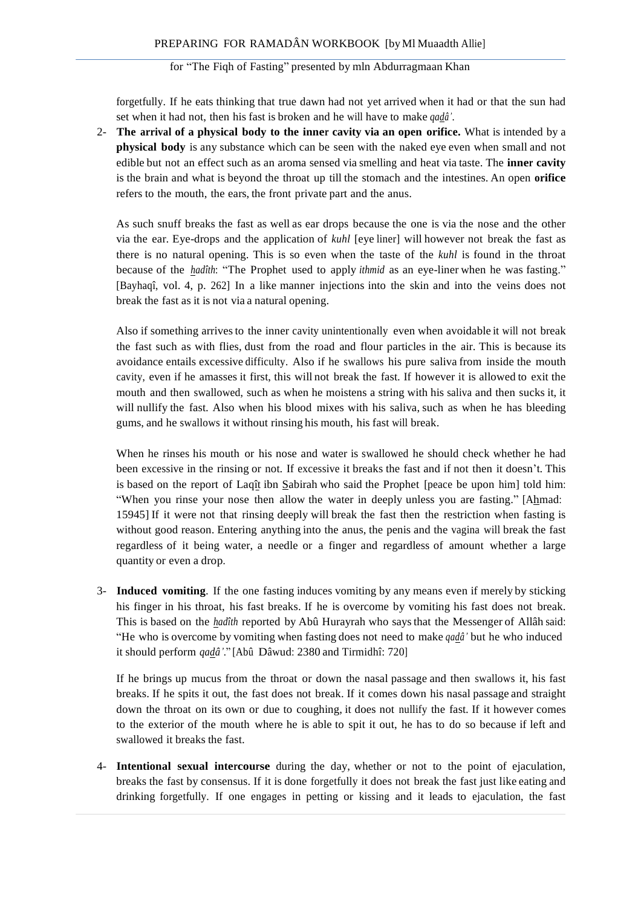forgetfully. If he eats thinking that true dawn had not yet arrived when it had or that the sun had set when it had not, then his fast is broken and he will have to make *qaḏâ'*.

2- **The arrival of a physical body to the inner cavity via an open orifice.** What is intended by a **physical body** is any substance which can be seen with the naked eye even when small and not edible but not an effect such as an aroma sensed via smelling and heat via taste. The **inner cavity** is the brain and what is beyond the throat up till the stomach and the intestines. An open **orifice** refers to the mouth, the ears, the front private part and the anus.

   As such snuff breaks the fast as well as ear drops because the one is via the nose and the other via the ear. Eye-drops and the application of *kuhl* [eye liner] will however not break the fast as there is no natural opening. This is so even when the taste of the *kuhl* is found in the throat because of the *ḫadîth*: "The Prophet used to apply *ithmid* as an eye-liner when he was fasting." [Bayhaqî, vol. 4, p. 262] In a like manner injections into the skin and into the veins does not break the fast as it is not via a natural opening.

   Also if something arrives to the inner cavity unintentionally even when avoidable it will not break the fast such as with flies, dust from the road and flour particles in the air. This is because its avoidance entails excessive difficulty. Also if he swallows his pure saliva from inside the mouth cavity, even if he amasses it first, this will not break the fast. If however it is allowed to exit the mouth and then swallowed, such as when he moistens a string with his saliva and then sucks it, it will nullify the fast. Also when his blood mixes with his saliva, such as when he has bleeding gums, and he swallows it without rinsing his mouth, his fast will break.

   When he rinses his mouth or his nose and water is swallowed he should check whether he had been excessive in the rinsing or not. If excessive it breaks the fast and if not then it doesn't. This is based on the report of Laqîṯ ibn Ṣabirah who said the Prophet [peace be upon him] told him: "When you rinse your nose then allow the water in deeply unless you are fasting." [Aḫmad: 15945] If it were not that rinsing deeply will break the fast then the restriction when fasting is without good reason. Entering anything into the anus, the penis and the vagina will break the fast regardless of it being water, a needle or a finger and regardless of amount whether a large quantity or even a drop.

3- **Induced vomiting**. If the one fasting induces vomiting by any means even if merely by sticking his finger in his throat, his fast breaks. If he is overcome by vomiting his fast does not break. This is based on the *ḫadîth* reported by Abû Hurayrah who says that the Messenger of Allâh said: "He who is overcome by vomiting when fasting does not need to make *qaḏâ'* but he who induced it should perform *qaḏâ'*." [Abû Dâwud: 2380 and Tirmidhî: 720]

   If he brings up mucus from the throat or down the nasal passage and then swallows it, his fast breaks. If he spits it out, the fast does not break. If it comes down his nasal passage and straight down the throat on its own or due to coughing, it does not nullify the fast. If it however comes to the exterior of the mouth where he is able to spit it out, he has to do so because if left and swallowed it breaks the fast.

4- **Intentional sexual intercourse** during the day, whether or not to the point of ejaculation, breaks the fast by consensus. If it is done forgetfully it does not break the fast just like eating and drinking forgetfully. If one engages in petting or kissing and it leads to ejaculation, the fast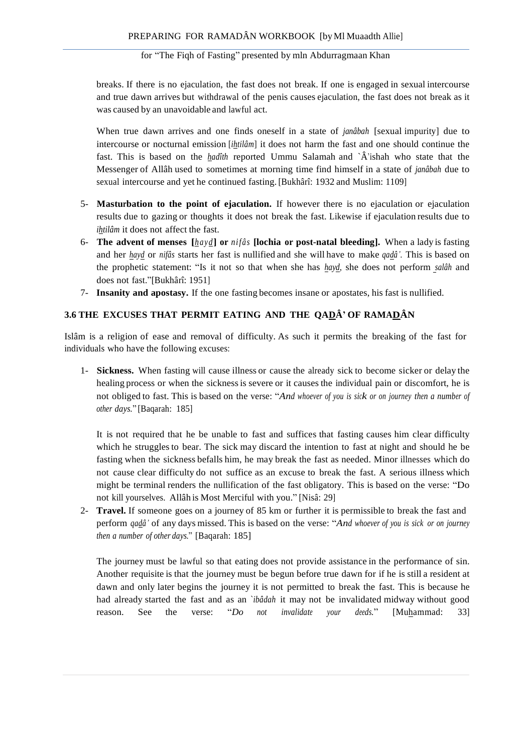breaks. If there is no ejaculation, the fast does not break. If one is engaged in sexual intercourse and true dawn arrives but withdrawal of the penis causes ejaculation, the fast does not break as it was caused by an unavoidable and lawful act.

When true dawn arrives and one finds oneself in a state of *janâbah* [sexual impurity] due to intercourse or nocturnal emission [*ihtilâm*] it does not harm the fast and one should continue the fast. This is based on the *hadîth* reported Ummu Salamah and `Â'ishah who state that the Messenger of Allâh used to sometimes at morning time find himself in a state of *janâbah* due to sexual intercourse and yet he continued fasting. [Bukhârî: 1932 and Muslim: 1109]

5- **Masturbation to the point of ejaculation.** If however there is no ejaculation or ejaculation results due to gazing or thoughts it does not break the fast. Likewise if ejaculation results due to *ihtilâm* it does not affect the fast.
6- **The advent of menses [*hayd*] or *nifâs* [lochia or post-natal bleeding].** When a lady is fasting and her *hayd* or *nifâs* starts her fast is nullified and she will have to make *qadâ'*. This is based on the prophetic statement: "Is it not so that when she has *hayd*, she does not perform *salâh* and does not fast."[Bukhârî: 1951]
7- **Insanity and apostasy.** If the one fasting becomes insane or apostates, his fast is nullified.

### 3.6 THE EXCUSES THAT PERMIT EATING AND THE QADÂ' OF RAMADÂN

Islâm is a religion of ease and removal of difficulty. As such it permits the breaking of the fast for individuals who have the following excuses:

1- **Sickness.** When fasting will cause illness or cause the already sick to become sicker or delay the healing process or when the sickness is severe or it causes the individual pain or discomfort, he is not obliged to fast. This is based on the verse: "*And whoever of you is sick or on journey then a number of other days.*" [Baqarah: 185]

   It is not required that he be unable to fast and suffices that fasting causes him clear difficulty which he struggles to bear. The sick may discard the intention to fast at night and should he be fasting when the sickness befalls him, he may break the fast as needed. Minor illnesses which do not cause clear difficulty do not suffice as an excuse to break the fast. A serious illness which might be terminal renders the nullification of the fast obligatory. This is based on the verse: "Do not kill yourselves. Allâh is Most Merciful with you." [Nisâ: 29]

2- **Travel.** If someone goes on a journey of 85 km or further it is permissible to break the fast and perform *qadâ'* of any days missed. This is based on the verse: "*And whoever of you is sick or on journey then a number of other days.*" [Baqarah: 185]

   The journey must be lawful so that eating does not provide assistance in the performance of sin. Another requisite is that the journey must be begun before true dawn for if he is still a resident at dawn and only later begins the journey it is not permitted to break the fast. This is because he had already started the fast and as an *`ibâdah* it may not be invalidated midway without good reason. See the verse: "*Do not invalidate your deeds.*" [Muhammad: 33]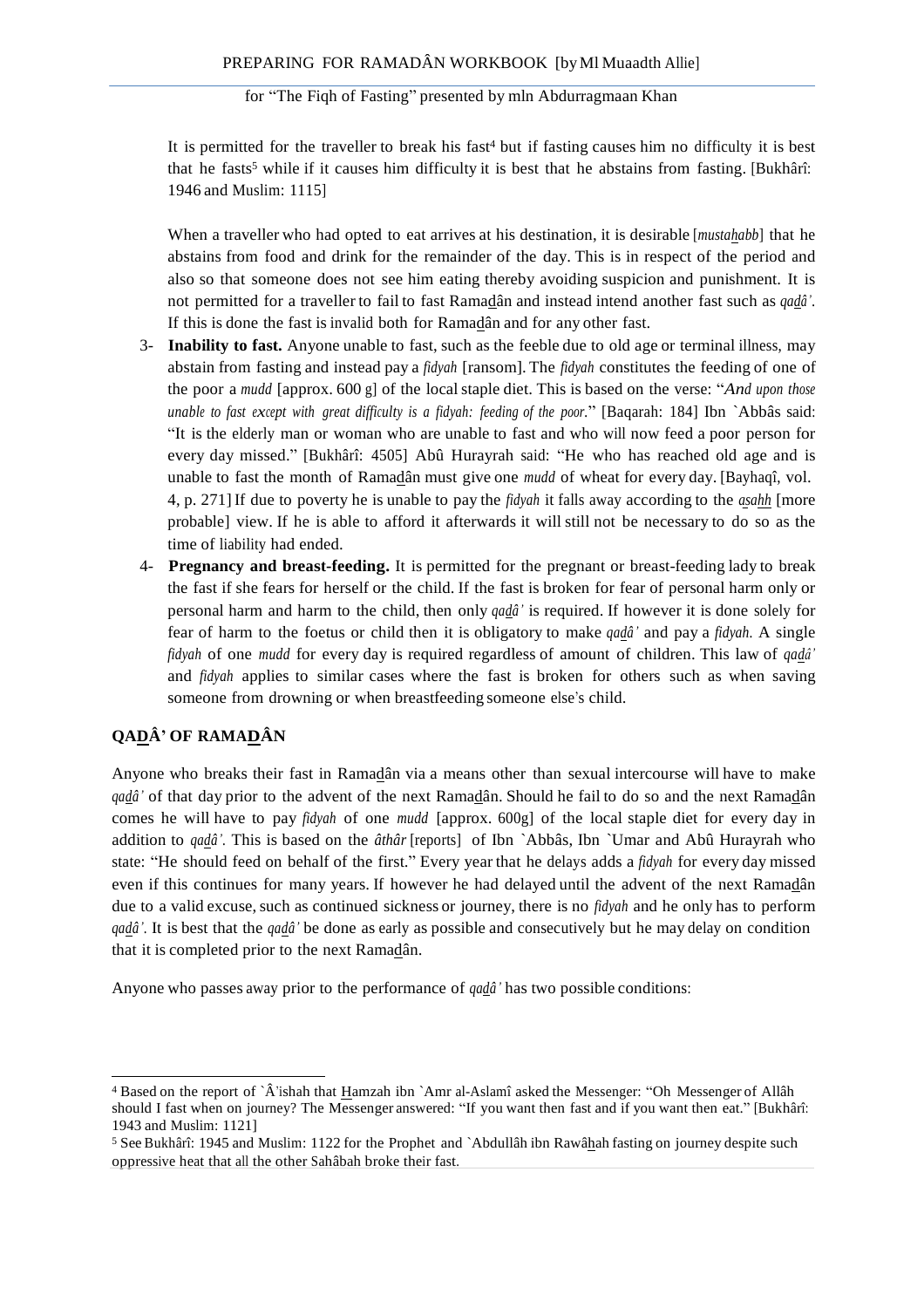It is permitted for the traveller to break his fast[4] but if fasting causes him no difficulty it is best that he fasts[5] while if it causes him difficulty it is best that he abstains from fasting. [Bukhârî: 1946 and Muslim: 1115]

When a traveller who had opted to eat arrives at his destination, it is desirable [*mustahabb*] that he abstains from food and drink for the remainder of the day. This is in respect of the period and also so that someone does not see him eating thereby avoiding suspicion and punishment. It is not permitted for a traveller to fail to fast Ramadân and instead intend another fast such as *qadâ'*. If this is done the fast is invalid both for Ramadân and for any other fast.

3- **Inability to fast.** Anyone unable to fast, such as the feeble due to old age or terminal illness, may abstain from fasting and instead pay a *fidyah* [ransom]. The *fidyah* constitutes the feeding of one of the poor a *mudd* [approx. 600 g] of the local staple diet. This is based on the verse: "*And upon those unable to fast except with great difficulty is a fidyah: feeding of the poor.*" [Baqarah: 184] Ibn `Abbâs said: "It is the elderly man or woman who are unable to fast and who will now feed a poor person for every day missed." [Bukhârî: 4505] Abû Hurayrah said: "He who has reached old age and is unable to fast the month of Ramadân must give one *mudd* of wheat for every day. [Bayhaqî, vol. 4, p. 271] If due to poverty he is unable to pay the *fidyah* it falls away according to the *asahh* [more probable] view. If he is able to afford it afterwards it will still not be necessary to do so as the time of liability had ended.
4- **Pregnancy and breast-feeding.** It is permitted for the pregnant or breast-feeding lady to break the fast if she fears for herself or the child. If the fast is broken for fear of personal harm only or personal harm and harm to the child, then only *qadâ'* is required. If however it is done solely for fear of harm to the foetus or child then it is obligatory to make *qadâ'* and pay a *fidyah.* A single *fidyah* of one *mudd* for every day is required regardless of amount of children. This law of *qadâ'* and *fidyah* applies to similar cases where the fast is broken for others such as when saving someone from drowning or when breastfeeding someone else's child.

## QADÂ' OF RAMADÂN

Anyone who breaks their fast in Ramadân via a means other than sexual intercourse will have to make *qadâ'* of that day prior to the advent of the next Ramadân. Should he fail to do so and the next Ramadân comes he will have to pay *fidyah* of one *mudd* [approx. 600g] of the local staple diet for every day in addition to *qadâ'*. This is based on the *âthâr* [reports] of Ibn `Abbâs, Ibn `Umar and Abû Hurayrah who state: "He should feed on behalf of the first." Every year that he delays adds a *fidyah* for every day missed even if this continues for many years. If however he had delayed until the advent of the next Ramadân due to a valid excuse, such as continued sickness or journey, there is no *fidyah* and he only has to perform *qadâ'*. It is best that the *qadâ'* be done as early as possible and consecutively but he may delay on condition that it is completed prior to the next Ramadân.

Anyone who passes away prior to the performance of *qadâ'* has two possible conditions:

---

[4] Based on the report of `Â'ishah that Hamzah ibn `Amr al-Aslamî asked the Messenger: "Oh Messenger of Allâh should I fast when on journey? The Messenger answered: "If you want then fast and if you want then eat." [Bukhârî: 1943 and Muslim: 1121]

[5] See Bukhârî: 1945 and Muslim: 1122 for the Prophet and `Abdullâh ibn Rawâhah fasting on journey despite such oppressive heat that all the other Sahâbah broke their fast.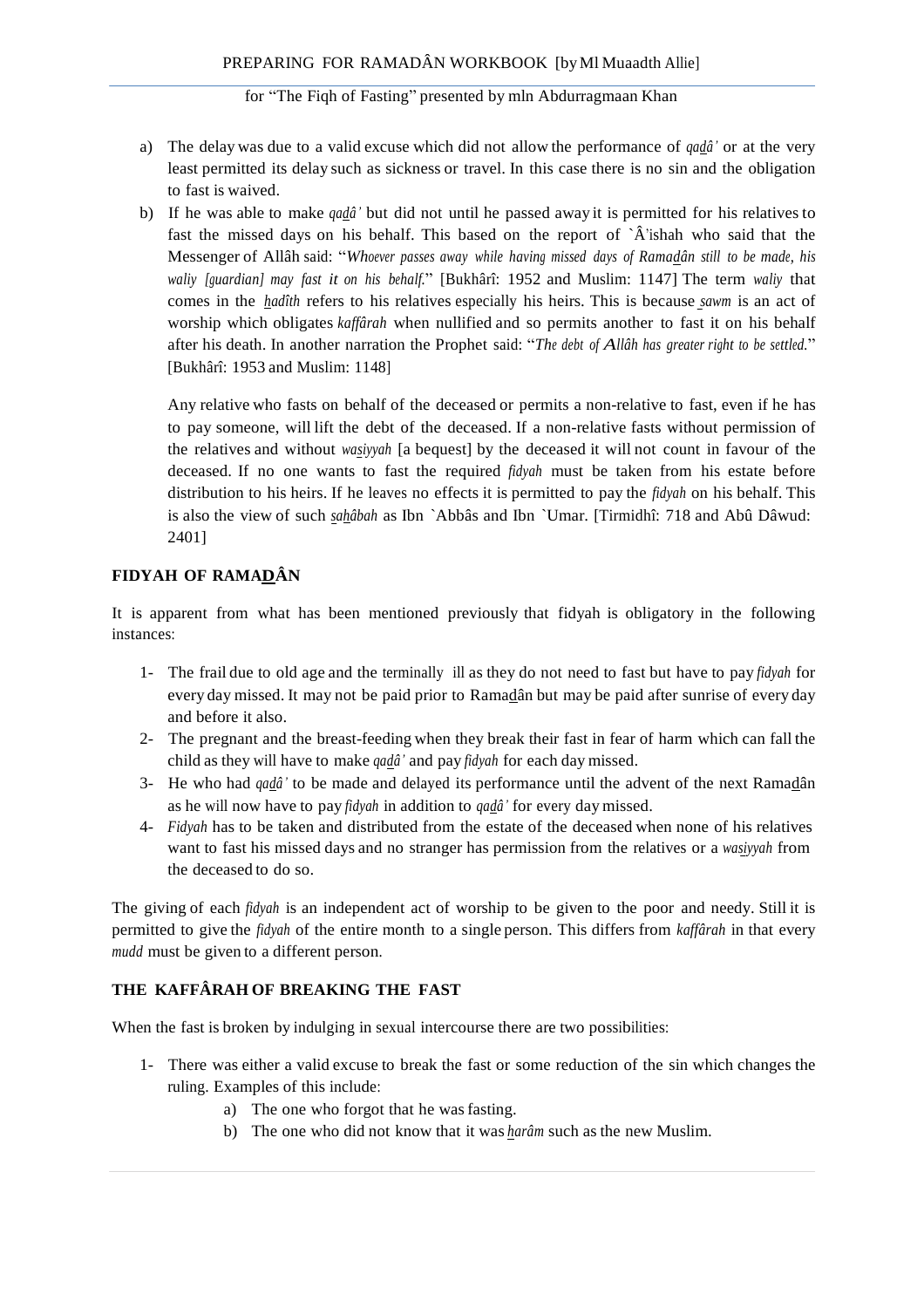a) The delay was due to a valid excuse which did not allow the performance of *qadâ'* or at the very least permitted its delay such as sickness or travel. In this case there is no sin and the obligation to fast is waived.

b) If he was able to make *qadâ'* but did not until he passed away it is permitted for his relatives to fast the missed days on his behalf. This based on the report of `Â'ishah who said that the Messenger of Allâh said: "*Whoever passes away while having missed days of Ramadân still to be made, his waliy [guardian] may fast it on his behalf.*" [Bukhârî: 1952 and Muslim: 1147] The term *waliy* that comes in the *hadîth* refers to his relatives especially his heirs. This is because *sawm* is an act of worship which obligates *kaffârah* when nullified and so permits another to fast it on his behalf after his death. In another narration the Prophet said: "*The debt of Allâh has greater right to be settled.*" [Bukhârî: 1953 and Muslim: 1148]

Any relative who fasts on behalf of the deceased or permits a non-relative to fast, even if he has to pay someone, will lift the debt of the deceased. If a non-relative fasts without permission of the relatives and without *wasiyyah* [a bequest] by the deceased it will not count in favour of the deceased. If no one wants to fast the required *fidyah* must be taken from his estate before distribution to his heirs. If he leaves no effects it is permitted to pay the *fidyah* on his behalf. This is also the view of such *sahâbah* as Ibn `Abbâs and Ibn `Umar. [Tirmidhî: 718 and Abû Dâwud: 2401]

## FIDYAH OF RAMADÂN

It is apparent from what has been mentioned previously that fidyah is obligatory in the following instances:

1- The frail due to old age and the terminally ill as they do not need to fast but have to pay *fidyah* for every day missed. It may not be paid prior to Ramadân but may be paid after sunrise of every day and before it also.
2- The pregnant and the breast-feeding when they break their fast in fear of harm which can fall the child as they will have to make *qadâ'* and pay *fidyah* for each day missed.
3- He who had *qadâ'* to be made and delayed its performance until the advent of the next Ramadân as he will now have to pay *fidyah* in addition to *qadâ'* for every day missed.
4- *Fidyah* has to be taken and distributed from the estate of the deceased when none of his relatives want to fast his missed days and no stranger has permission from the relatives or a *wasiyyah* from the deceased to do so.

The giving of each *fidyah* is an independent act of worship to be given to the poor and needy. Still it is permitted to give the *fidyah* of the entire month to a single person. This differs from *kaffârah* in that every *mudd* must be given to a different person.

## THE KAFFÂRAH OF BREAKING THE FAST

When the fast is broken by indulging in sexual intercourse there are two possibilities:

1- There was either a valid excuse to break the fast or some reduction of the sin which changes the ruling. Examples of this include:
   a) The one who forgot that he was fasting.
   b) The one who did not know that it was *harâm* such as the new Muslim.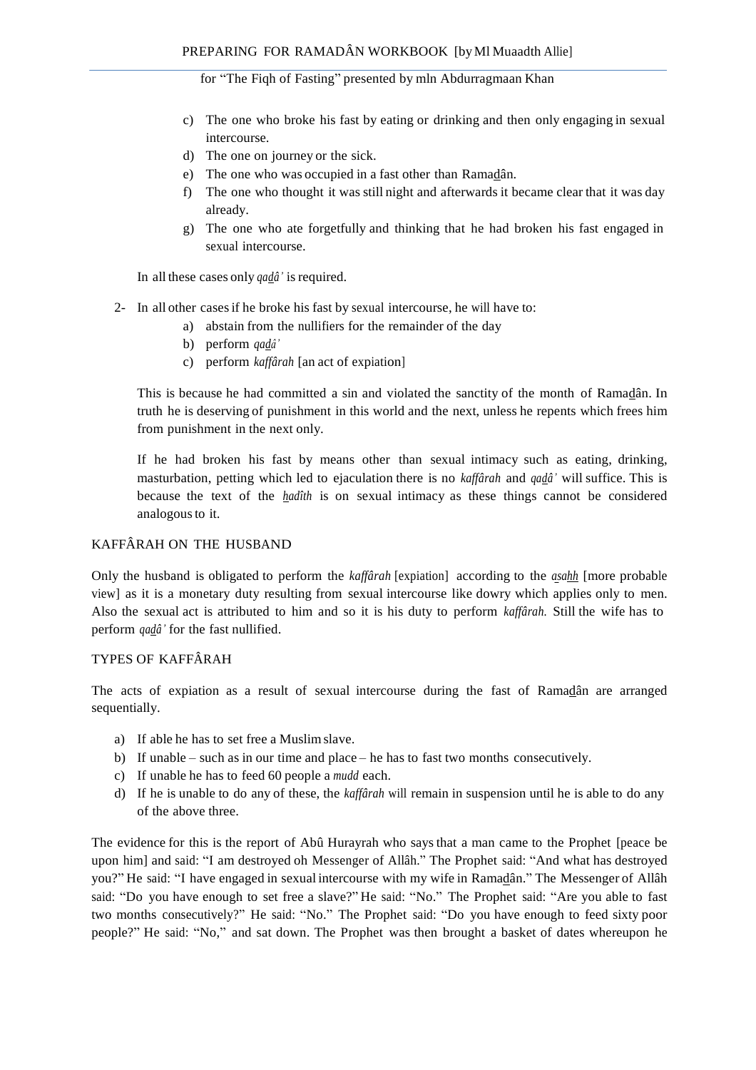c) The one who broke his fast by eating or drinking and then only engaging in sexual intercourse.
d) The one on journey or the sick.
e) The one who was occupied in a fast other than Ramadân.
f) The one who thought it was still night and afterwards it became clear that it was day already.
g) The one who ate forgetfully and thinking that he had broken his fast engaged in sexual intercourse.

In all these cases only *qadâ'* is required.

2- In all other cases if he broke his fast by sexual intercourse, he will have to:
   a) abstain from the nullifiers for the remainder of the day
   b) perform *qadâ'*
   c) perform *kaffârah* [an act of expiation]

   This is because he had committed a sin and violated the sanctity of the month of Ramadân. In truth he is deserving of punishment in this world and the next, unless he repents which frees him from punishment in the next only.

   If he had broken his fast by means other than sexual intimacy such as eating, drinking, masturbation, petting which led to ejaculation there is no *kaffârah* and *qadâ'* will suffice. This is because the text of the *hadîth* is on sexual intimacy as these things cannot be considered analogous to it.

## KAFFÂRAH ON THE HUSBAND

Only the husband is obligated to perform the *kaffârah* [expiation] according to the *asahh* [more probable view] as it is a monetary duty resulting from sexual intercourse like dowry which applies only to men. Also the sexual act is attributed to him and so it is his duty to perform *kaffârah.* Still the wife has to perform *qadâ'* for the fast nullified.

## TYPES OF KAFFÂRAH

The acts of expiation as a result of sexual intercourse during the fast of Ramadân are arranged sequentially.

a) If able he has to set free a Muslim slave.
b) If unable – such as in our time and place – he has to fast two months consecutively.
c) If unable he has to feed 60 people a *mudd* each.
d) If he is unable to do any of these, the *kaffârah* will remain in suspension until he is able to do any of the above three.

The evidence for this is the report of Abû Hurayrah who says that a man came to the Prophet [peace be upon him] and said: "I am destroyed oh Messenger of Allâh." The Prophet said: "And what has destroyed you?" He said: "I have engaged in sexual intercourse with my wife in Ramadân." The Messenger of Allâh said: "Do you have enough to set free a slave?" He said: "No." The Prophet said: "Are you able to fast two months consecutively?" He said: "No." The Prophet said: "Do you have enough to feed sixty poor people?" He said: "No," and sat down. The Prophet was then brought a basket of dates whereupon he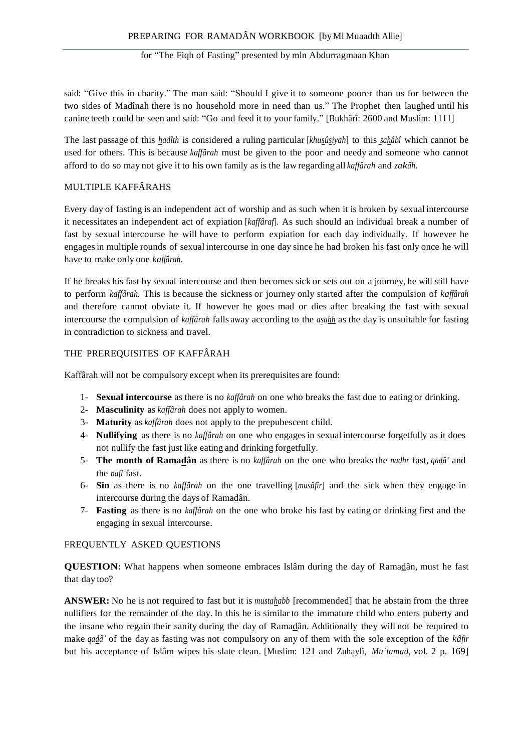said: "Give this in charity." The man said: "Should I give it to someone poorer than us for between the two sides of Madînah there is no household more in need than us." The Prophet then laughed until his canine teeth could be seen and said: "Go and feed it to your family." [Bukhârî: 2600 and Muslim: 1111]

The last passage of this *hadîth* is considered a ruling particular [*khusûsiyah*] to this *sahâbî* which cannot be used for others. This is because *kaffârah* must be given to the poor and needy and someone who cannot afford to do so may not give it to his own family as is the law regarding all *kaffârah* and *zakâh.*

## MULTIPLE KAFFÂRAHS

Every day of fasting is an independent act of worship and as such when it is broken by sexual intercourse it necessitates an independent act of expiation [*kaffâraf*]. As such should an individual break a number of fast by sexual intercourse he will have to perform expiation for each day individually. If however he engages in multiple rounds of sexual intercourse in one day since he had broken his fast only once he will have to make only one *kaffârah.*

If he breaks his fast by sexual intercourse and then becomes sick or sets out on a journey, he will still have to perform *kaffârah.* This is because the sickness or journey only started after the compulsion of *kaffârah* and therefore cannot obviate it. If however he goes mad or dies after breaking the fast with sexual intercourse the compulsion of *kaffârah* falls away according to the *asahh* as the day is unsuitable for fasting in contradiction to sickness and travel.

## THE PREREQUISITES OF KAFFÂRAH

Kaffârah will not be compulsory except when its prerequisites are found:

1- **Sexual intercourse** as there is no *kaffârah* on one who breaks the fast due to eating or drinking.
2- **Masculinity** as *kaffârah* does not apply to women.
3- **Maturity** as *kaffârah* does not apply to the prepubescent child.
4- **Nullifying** as there is no *kaffârah* on one who engages in sexual intercourse forgetfully as it does not nullify the fast just like eating and drinking forgetfully.
5- **The month of Ramadân** as there is no *kaffârah* on the one who breaks the *nadhr* fast, *qadâ'* and the *nafl* fast.
6- **Sin** as there is no *kaffârah* on the one travelling [*musâfir*] and the sick when they engage in intercourse during the days of Ramadân.
7- **Fasting** as there is no *kaffârah* on the one who broke his fast by eating or drinking first and the engaging in sexual intercourse.

## FREQUENTLY ASKED QUESTIONS

**QUESTION:** What happens when someone embraces Islâm during the day of Ramadân, must he fast that day too?

**ANSWER:** No he is not required to fast but it is *mustahabb* [recommended] that he abstain from the three nullifiers for the remainder of the day. In this he is similar to the immature child who enters puberty and the insane who regain their sanity during the day of Ramadân. Additionally they will not be required to make *qadâ'* of the day as fasting was not compulsory on any of them with the sole exception of the *kâfir* but his acceptance of Islâm wipes his slate clean. [Muslim: 121 and Zuhaylî, *Mu`tamad*, vol. 2 p. 169]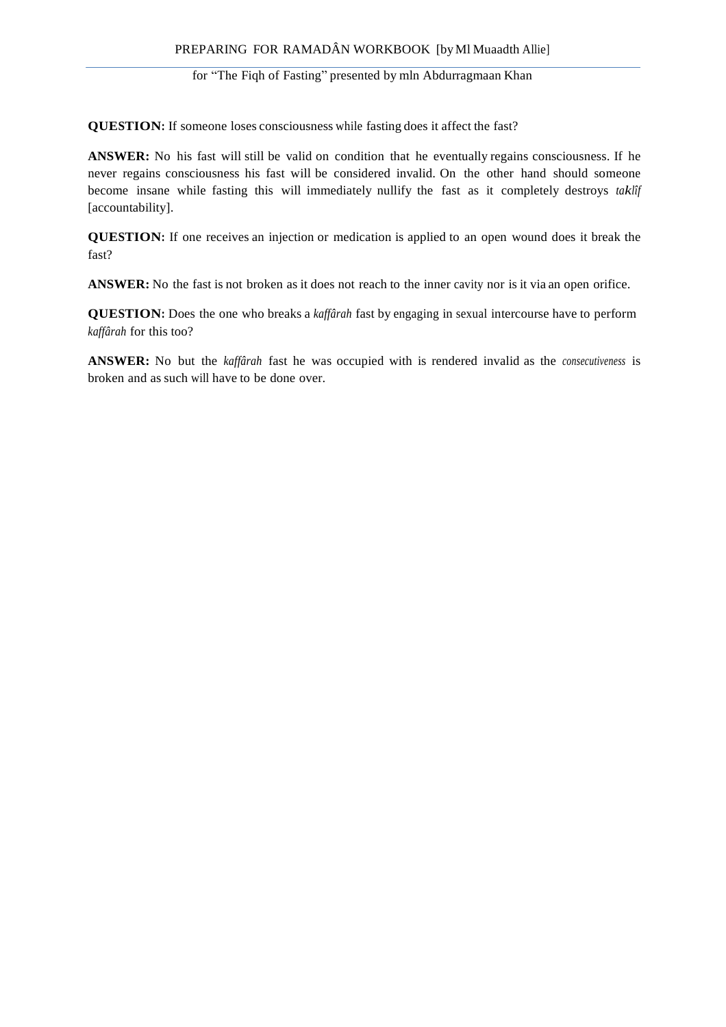**QUESTION:** If someone loses consciousness while fasting does it affect the fast?

**ANSWER:** No his fast will still be valid on condition that he eventually regains consciousness. If he never regains consciousness his fast will be considered invalid. On the other hand should someone become insane while fasting this will immediately nullify the fast as it completely destroys *taklîf* [accountability].

**QUESTION:** If one receives an injection or medication is applied to an open wound does it break the fast?

**ANSWER:** No the fast is not broken as it does not reach to the inner cavity nor is it via an open orifice.

**QUESTION:** Does the one who breaks a *kaffârah* fast by engaging in sexual intercourse have to perform *kaffârah* for this too?

**ANSWER:** No but the *kaffârah* fast he was occupied with is rendered invalid as the *consecutiveness* is broken and as such will have to be done over.